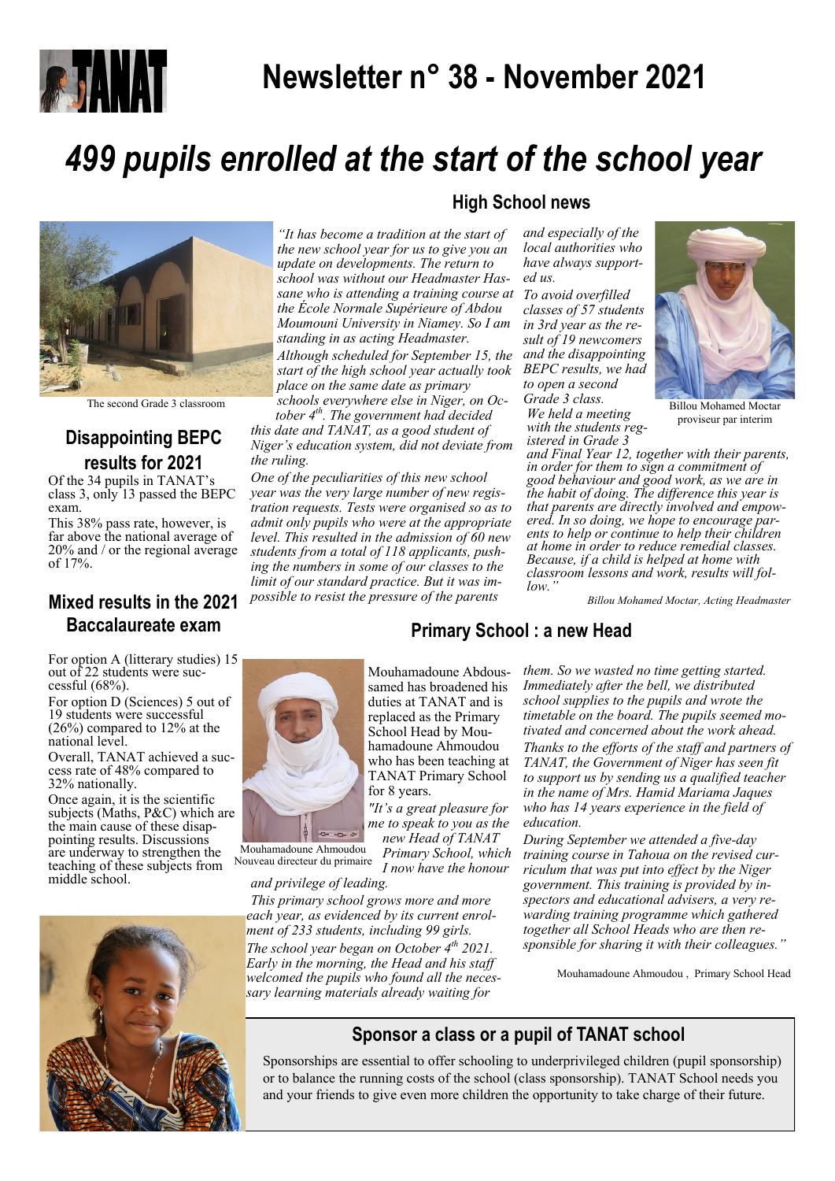# TANAT Newsletter n° 38 - November 2021

# 499 pupils enrolled at the start of the school year

The second Grade 3 classroom

## Disappointing BEPC results for 2021

Of the 34 pupils in TANAT's class 3, only 13 passed the BEPC exam.

This 38% pass rate, however, is far above the national average of 20% and / or the regional average of 17%.

## Mixed results in the 2021 Baccalaureate exam

For option A (litterary studies) 15 out of 22 students were successful (68%).

For option D (Sciences) 5 out of 19 students were successful (26%) compared to 12% at the national level.

Overall, TANAT achieved a success rate of 48% compared to 32% nationally.

Once again, it is the scientific subjects (Maths, P&C) which are the main cause of these disappointing results. Discussions are underway to strengthen the teaching of these subjects from middle school.

## High School news

*"It has become a tradition at the start of the new school year for us to give you an update on developments. The return to school was without our Headmaster Hassane who is attending a training course at the École Normale Supérieure of Abdou Moumouni University in Niamey. So I am standing in as acting Headmaster.*

*Although scheduled for September 15, the start of the high school year actually took place on the same date as primary schools everywhere else in Niger, on October 4th. The government had decided this date and TANAT, as a good student of Niger's education system, did not deviate from the ruling.*

*One of the peculiarities of this new school year was the very large number of new registration requests. Tests were organised so as to admit only pupils who were at the appropriate level. This resulted in the admission of 60 new students from a total of 118 applicants, pushing the numbers in some of our classes to the limit of our standard practice. But it was impossible to resist the pressure of the parents and especially of the local authorities who have always supported us.*

*To avoid overfilled classes of 57 students in 3rd year as the result of 19 newcomers and the disappointing BEPC results, we had to open a second Grade 3 class.*

*We held a meeting with the students registered in Grade 3 and Final Year 12, together with their parents, in order for them to sign a commitment of good behaviour and good work, as we are in the habit of doing. The difference this year is that parents are directly involved and empowered. In so doing, we hope to encourage parents to help or continue to help their children at home in order to reduce remedial classes. Because, if a child is helped at home with classroom lessons and work, results will follow."*

Billou Mohamed Moctar
proviseur par interim

*Billou Mohamed Moctar, Acting Headmaster*

## Primary School : a new Head

Mouhamadoune Ahmoudou
Nouveau directeur du primaire

Mouhamadoune Abdoussamed has broadened his duties at TANAT and is replaced as the Primary School Head by Mouhamadoune Ahmoudou who has been teaching at TANAT Primary School for 8 years.

*"It's a great pleasure for me to speak to you as the new Head of TANAT Primary School, which I now have the honour and privilege of leading.*

*This primary school grows more and more each year, as evidenced by its current enrolment of 233 students, including 99 girls.*

*The school year began on October 4th 2021. Early in the morning, the Head and his staff welcomed the pupils who found all the necessary learning materials already waiting for them. So we wasted no time getting started. Immediately after the bell, we distributed school supplies to the pupils and wrote the timetable on the board. The pupils seemed motivated and concerned about the work ahead.*

*Thanks to the efforts of the staff and partners of TANAT, the Government of Niger has seen fit to support us by sending us a qualified teacher in the name of Mrs. Hamid Mariama Jaques who has 14 years experience in the field of education.*

*During September we attended a five-day training course in Tahoua on the revised curriculum that was put into effect by the Niger government. This training is provided by inspectors and educational advisers, a very rewarding training programme which gathered together all School Heads who are then responsible for sharing it with their colleagues."*

Mouhamadoune Ahmoudou , Primary School Head

## Sponsor a class or a pupil of TANAT school

Sponsorships are essential to offer schooling to underprivileged children (pupil sponsorship) or to balance the running costs of the school (class sponsorship). TANAT School needs you and your friends to give even more children the opportunity to take charge of their future.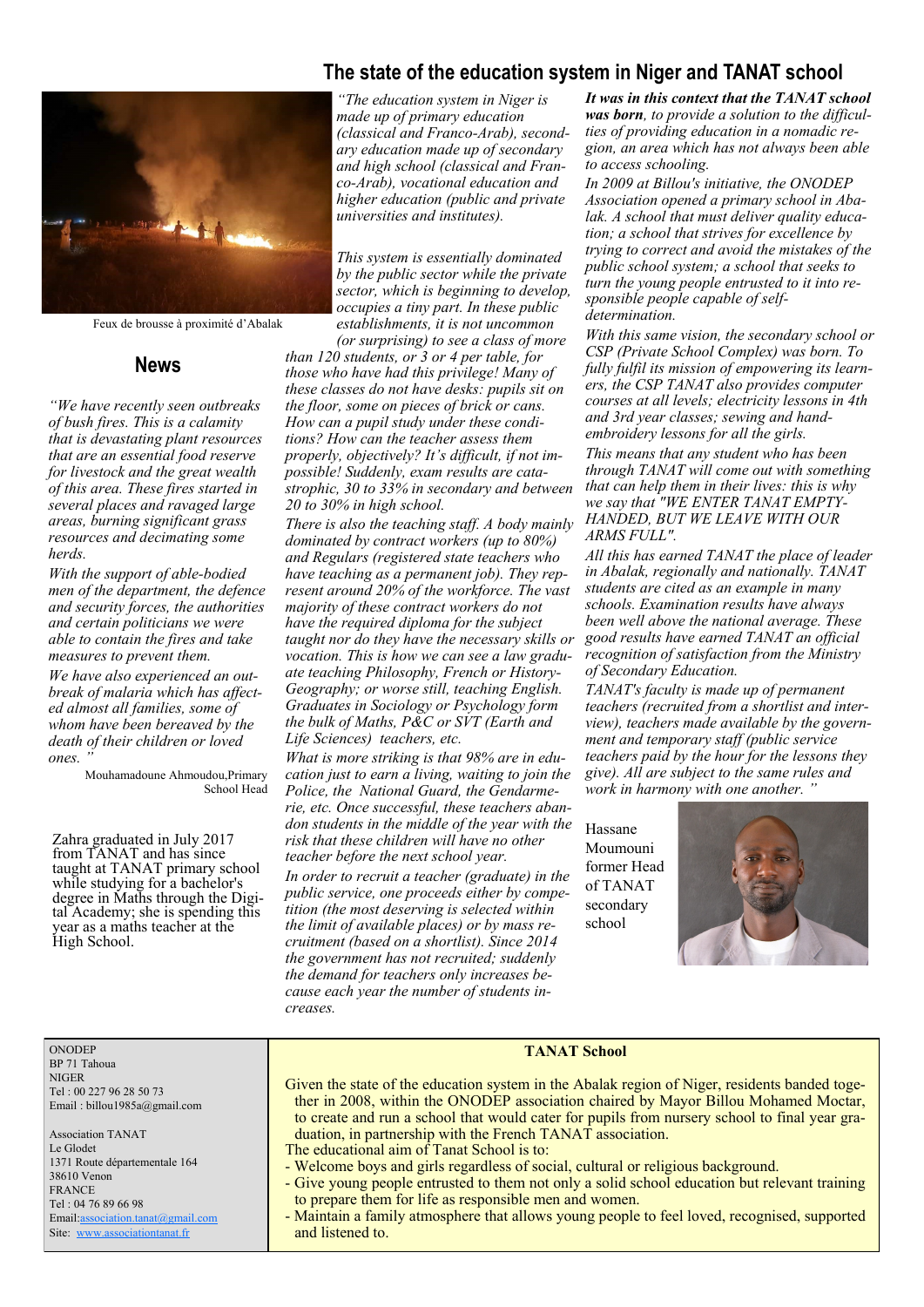# The state of the education system in Niger and TANAT school

Feux de brousse à proximité d'Abalak

## News

*"We have recently seen outbreaks of bush fires. This is a calamity that is devastating plant resources that are an essential food reserve for livestock and the great wealth of this area. These fires started in several places and ravaged large areas, burning significant grass resources and decimating some herds.*

*With the support of able-bodied men of the department, the defence and security forces, the authorities and certain politicians we were able to contain the fires and take measures to prevent them.*

*We have also experienced an outbreak of malaria which has affected almost all families, some of whom have been bereaved by the death of their children or loved ones. "*

Mouhamadoune Ahmoudou,Primary School Head

Zahra graduated in July 2017 from TANAT and has since taught at TANAT primary school while studying for a bachelor's degree in Maths through the Digital Academy; she is spending this year as a maths teacher at the High School.

*"The education system in Niger is made up of primary education (classical and Franco-Arab), secondary education made up of secondary and high school (classical and Franco-Arab), vocational education and higher education (public and private universities and institutes).*

*This system is essentially dominated by the public sector while the private sector, which is beginning to develop, occupies a tiny part. In these public establishments, it is not uncommon (or surprising) to see a class of more than 120 students, or 3 or 4 per table, for those who have had this privilege! Many of these classes do not have desks: pupils sit on the floor, some on pieces of brick or cans. How can a pupil study under these conditions? How can the teacher assess them properly, objectively? It's difficult, if not impossible! Suddenly, exam results are catastrophic, 30 to 33% in secondary and between 20 to 30% in high school.*

*There is also the teaching staff. A body mainly dominated by contract workers (up to 80%) and Regulars (registered state teachers who have teaching as a permanent job). They represent around 20% of the workforce. The vast majority of these contract workers do not have the required diploma for the subject taught nor do they have the necessary skills or vocation. This is how we can see a law graduate teaching Philosophy, French or History-Geography; or worse still, teaching English. Graduates in Sociology or Psychology form the bulk of Maths, P&C or SVT (Earth and Life Sciences) teachers, etc.*

*What is more striking is that 98% are in education just to earn a living, waiting to join the Police, the National Guard, the Gendarmerie, etc. Once successful, these teachers abandon students in the middle of the year with the risk that these children will have no other teacher before the next school year.*

*In order to recruit a teacher (graduate) in the public service, one proceeds either by competition (the most deserving is selected within the limit of available places) or by mass recruitment (based on a shortlist). Since 2014 the government has not recruited; suddenly the demand for teachers only increases because each year the number of students increases.*

***It was in this context that the TANAT school was born**, to provide a solution to the difficulties of providing education in a nomadic region, an area which has not always been able to access schooling.*

*In 2009 at Billou's initiative, the ONODEP Association opened a primary school in Abalak. A school that must deliver quality education; a school that strives for excellence by trying to correct and avoid the mistakes of the public school system; a school that seeks to turn the young people entrusted to it into responsible people capable of self-determination.*

*With this same vision, the secondary school or CSP (Private School Complex) was born. To fully fulfil its mission of empowering its learners, the CSP TANAT also provides computer courses at all levels; electricity lessons in 4th and 3rd year classes; sewing and hand-embroidery lessons for all the girls.*

*This means that any student who has been through TANAT will come out with something that can help them in their lives: this is why we say that "WE ENTER TANAT EMPTY-HANDED, BUT WE LEAVE WITH OUR ARMS FULL".*

*All this has earned TANAT the place of leader in Abalak, regionally and nationally. TANAT students are cited as an example in many schools. Examination results have always been well above the national average. These good results have earned TANAT an official recognition of satisfaction from the Ministry of Secondary Education.*

*TANAT's faculty is made up of permanent teachers (recruited from a shortlist and interview), teachers made available by the government and temporary staff (public service teachers paid by the hour for the lessons they give). All are subject to the same rules and work in harmony with one another. "*

Hassane Moumouni former Head of TANAT secondary school

ONODEP
BP 71 Tahoua
NIGER
Tel : 00 227 96 28 50 73
Email : billou1985a@gmail.com

Association TANAT
Le Glodet
1371 Route départementale 164
38610 Venon
FRANCE
Tel : 04 76 89 66 98
Email:association.tanat@gmail.com
Site: www.associationtanat.fr

**TANAT School**

Given the state of the education system in the Abalak region of Niger, residents banded together in 2008, within the ONODEP association chaired by Mayor Billou Mohamed Moctar, to create and run a school that would cater for pupils from nursery school to final year graduation, in partnership with the French TANAT association.

The educational aim of Tanat School is to:

- Welcome boys and girls regardless of social, cultural or religious background.
- Give young people entrusted to them not only a solid school education but relevant training to prepare them for life as responsible men and women.
- Maintain a family atmosphere that allows young people to feel loved, recognised, supported and listened to.